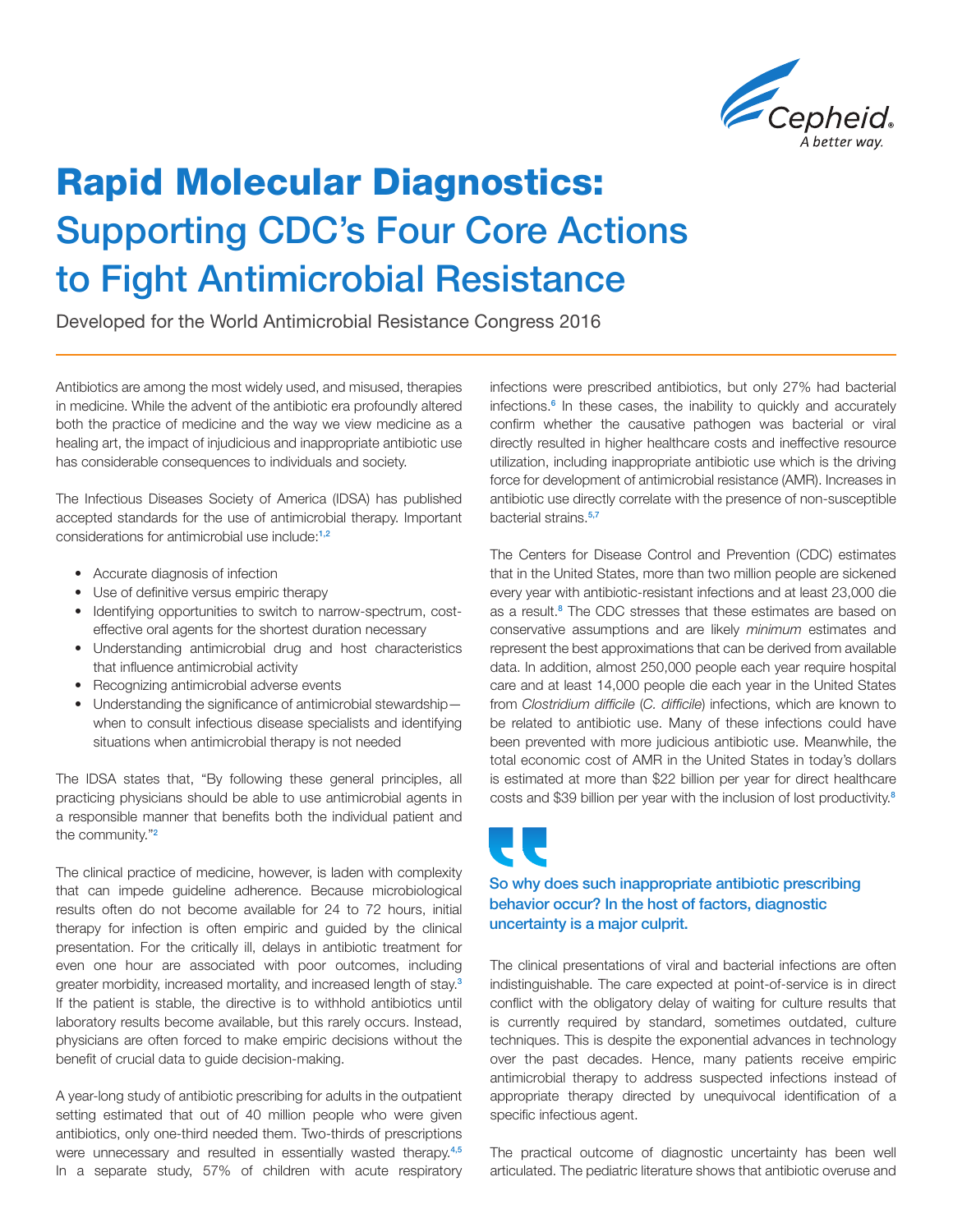# Rapid Molecular Diagnostics: Supporting CDC's Four Core Actions to Fight Antimicrobial Resistance

Developed for the World Antimicrobial Resistance Congress 2016

Antibiotics are among the most widely used, and misused, therapies in medicine. While the advent of the antibiotic era profoundly altered both the practice of medicine and the way we view medicine as a healing art, the impact of injudicious and inappropriate antibiotic use has considerable consequences to individuals and society.

The Infectious Diseases Society of America (IDSA) has published accepted standards for the use of antimicrobial therapy. Important considerations for antimicrobial use include:[1,2]

- Accurate diagnosis of infection
- Use of definitive versus empiric therapy
- Identifying opportunities to switch to narrow-spectrum, cost-effective oral agents for the shortest duration necessary
- Understanding antimicrobial drug and host characteristics that influence antimicrobial activity
- Recognizing antimicrobial adverse events
- Understanding the significance of antimicrobial stewardship—when to consult infectious disease specialists and identifying situations when antimicrobial therapy is not needed

The IDSA states that, "By following these general principles, all practicing physicians should be able to use antimicrobial agents in a responsible manner that benefits both the individual patient and the community."[2]

The clinical practice of medicine, however, is laden with complexity that can impede guideline adherence. Because microbiological results often do not become available for 24 to 72 hours, initial therapy for infection is often empiric and guided by the clinical presentation. For the critically ill, delays in antibiotic treatment for even one hour are associated with poor outcomes, including greater morbidity, increased mortality, and increased length of stay.[3] If the patient is stable, the directive is to withhold antibiotics until laboratory results become available, but this rarely occurs. Instead, physicians are often forced to make empiric decisions without the benefit of crucial data to guide decision-making.

A year-long study of antibiotic prescribing for adults in the outpatient setting estimated that out of 40 million people who were given antibiotics, only one-third needed them. Two-thirds of prescriptions were unnecessary and resulted in essentially wasted therapy.[4,5] In a separate study, 57% of children with acute respiratory infections were prescribed antibiotics, but only 27% had bacterial infections.[6] In these cases, the inability to quickly and accurately confirm whether the causative pathogen was bacterial or viral directly resulted in higher healthcare costs and ineffective resource utilization, including inappropriate antibiotic use which is the driving force for development of antimicrobial resistance (AMR). Increases in antibiotic use directly correlate with the presence of non-susceptible bacterial strains.[5,7]

The Centers for Disease Control and Prevention (CDC) estimates that in the United States, more than two million people are sickened every year with antibiotic-resistant infections and at least 23,000 die as a result.[8] The CDC stresses that these estimates are based on conservative assumptions and are likely *minimum* estimates and represent the best approximations that can be derived from available data. In addition, almost 250,000 people each year require hospital care and at least 14,000 people die each year in the United States from *Clostridium difficile* (*C. difficile*) infections, which are known to be related to antibiotic use. Many of these infections could have been prevented with more judicious antibiotic use. Meanwhile, the total economic cost of AMR in the United States in today's dollars is estimated at more than $22 billion per year for direct healthcare costs and $39 billion per year with the inclusion of lost productivity.[8]

> **So why does such inappropriate antibiotic prescribing behavior occur? In the host of factors, diagnostic uncertainty is a major culprit.**

The clinical presentations of viral and bacterial infections are often indistinguishable. The care expected at point-of-service is in direct conflict with the obligatory delay of waiting for culture results that is currently required by standard, sometimes outdated, culture techniques. This is despite the exponential advances in technology over the past decades. Hence, many patients receive empiric antimicrobial therapy to address suspected infections instead of appropriate therapy directed by unequivocal identification of a specific infectious agent.

The practical outcome of diagnostic uncertainty has been well articulated. The pediatric literature shows that antibiotic overuse and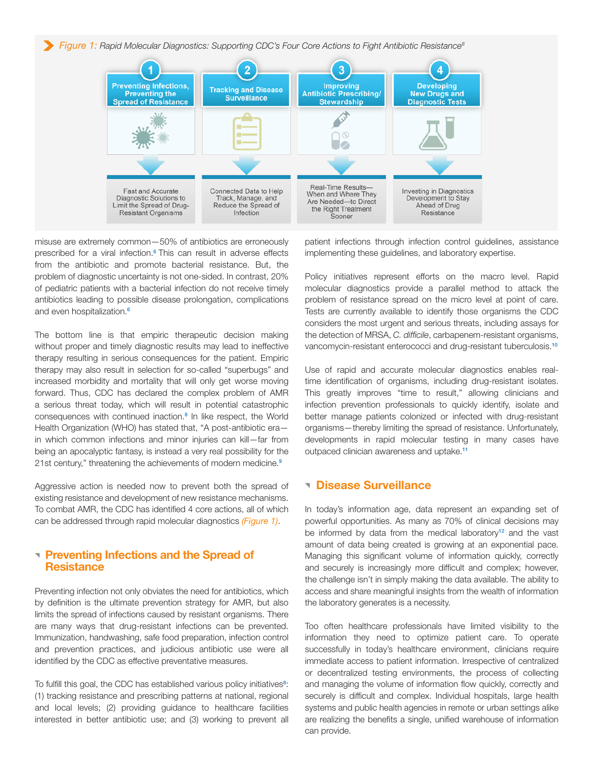*Figure 1: Rapid Molecular Diagnostics: Supporting CDC's Four Core Actions to Fight Antibiotic Resistance*[8]

| 1 | 2 | 3 | 4 |
|---|---|---|---|
| Preventing Infections, Preventing the Spread of Resistance | Tracking and Disease Surveillance | Improving Antibiotic Prescribing/ Stewardship | Developing New Drugs and Diagnostic Tests |
| Fast and Accurate Diagnostic Solutions to Limit the Spread of Drug-Resistant Organisms | Connected Data to Help Track, Manage, and Reduce the Spread of Infection | Real-Time Results—When and Where They Are Needed—to Direct the Right Treatment Sooner | Investing in Diagnostics Development to Stay Ahead of Drug Resistance |

misuse are extremely common—50% of antibiotics are erroneously prescribed for a viral infection.[6] This can result in adverse effects from the antibiotic and promote bacterial resistance. But, the problem of diagnostic uncertainty is not one-sided. In contrast, 20% of pediatric patients with a bacterial infection do not receive timely antibiotics leading to possible disease prolongation, complications and even hospitalization.[6]

The bottom line is that empiric therapeutic decision making without proper and timely diagnostic results may lead to ineffective therapy resulting in serious consequences for the patient. Empiric therapy may also result in selection for so-called "superbugs" and increased morbidity and mortality that will only get worse moving forward. Thus, CDC has declared the complex problem of AMR a serious threat today, which will result in potential catastrophic consequences with continued inaction.[8] In like respect, the World Health Organization (WHO) has stated that, "A post-antibiotic era—in which common infections and minor injuries can kill—far from being an apocalyptic fantasy, is instead a very real possibility for the 21st century," threatening the achievements of modern medicine.[9]

Aggressive action is needed now to prevent both the spread of existing resistance and development of new resistance mechanisms. To combat AMR, the CDC has identified 4 core actions, all of which can be addressed through rapid molecular diagnostics *(Figure 1)*.

## Preventing Infections and the Spread of Resistance

Preventing infection not only obviates the need for antibiotics, which by definition is the ultimate prevention strategy for AMR, but also limits the spread of infections caused by resistant organisms. There are many ways that drug-resistant infections can be prevented. Immunization, handwashing, safe food preparation, infection control and prevention practices, and judicious antibiotic use were all identified by the CDC as effective preventative measures.

To fulfill this goal, the CDC has established various policy initiatives[8]: (1) tracking resistance and prescribing patterns at national, regional and local levels; (2) providing guidance to healthcare facilities interested in better antibiotic use; and (3) working to prevent all patient infections through infection control guidelines, assistance implementing these guidelines, and laboratory expertise.

Policy initiatives represent efforts on the macro level. Rapid molecular diagnostics provide a parallel method to attack the problem of resistance spread on the micro level at point of care. Tests are currently available to identify those organisms the CDC considers the most urgent and serious threats, including assays for the detection of MRSA, *C. difficile*, carbapenem-resistant organisms, vancomycin-resistant enterococci and drug-resistant tuberculosis.[10]

Use of rapid and accurate molecular diagnostics enables real-time identification of organisms, including drug-resistant isolates. This greatly improves "time to result," allowing clinicians and infection prevention professionals to quickly identify, isolate and better manage patients colonized or infected with drug-resistant organisms—thereby limiting the spread of resistance. Unfortunately, developments in rapid molecular testing in many cases have outpaced clinician awareness and uptake.[11]

## Disease Surveillance

In today's information age, data represent an expanding set of powerful opportunities. As many as 70% of clinical decisions may be informed by data from the medical laboratory[12] and the vast amount of data being created is growing at an exponential pace. Managing this significant volume of information quickly, correctly and securely is increasingly more difficult and complex; however, the challenge isn't in simply making the data available. The ability to access and share meaningful insights from the wealth of information the laboratory generates is a necessity.

Too often healthcare professionals have limited visibility to the information they need to optimize patient care. To operate successfully in today's healthcare environment, clinicians require immediate access to patient information. Irrespective of centralized or decentralized testing environments, the process of collecting and managing the volume of information flow quickly, correctly and securely is difficult and complex. Individual hospitals, large health systems and public health agencies in remote or urban settings alike are realizing the benefits a single, unified warehouse of information can provide.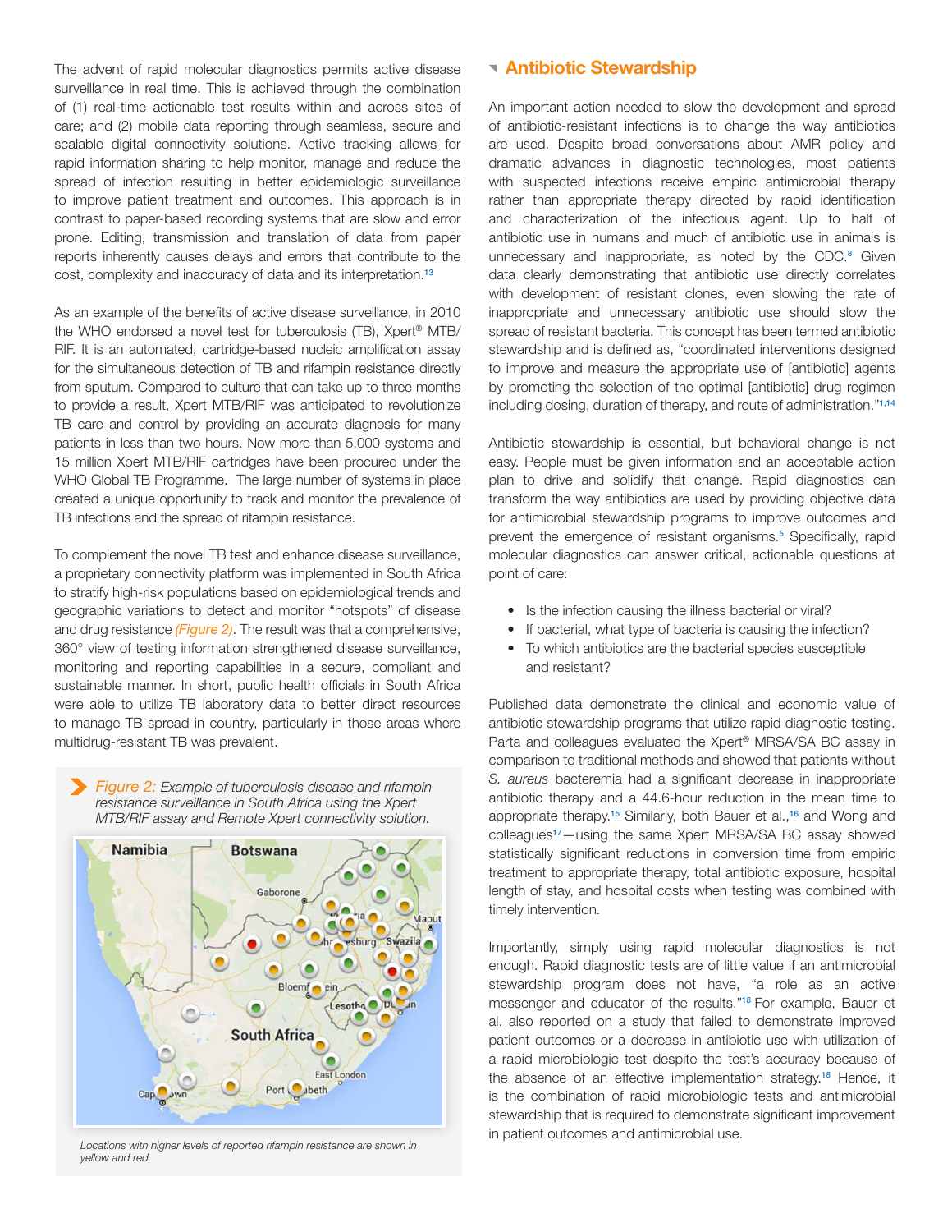The advent of rapid molecular diagnostics permits active disease surveillance in real time. This is achieved through the combination of (1) real-time actionable test results within and across sites of care; and (2) mobile data reporting through seamless, secure and scalable digital connectivity solutions. Active tracking allows for rapid information sharing to help monitor, manage and reduce the spread of infection resulting in better epidemiologic surveillance to improve patient treatment and outcomes. This approach is in contrast to paper-based recording systems that are slow and error prone. Editing, transmission and translation of data from paper reports inherently causes delays and errors that contribute to the cost, complexity and inaccuracy of data and its interpretation.[13]

As an example of the benefits of active disease surveillance, in 2010 the WHO endorsed a novel test for tuberculosis (TB), Xpert® MTB/RIF. It is an automated, cartridge-based nucleic amplification assay for the simultaneous detection of TB and rifampin resistance directly from sputum. Compared to culture that can take up to three months to provide a result, Xpert MTB/RIF was anticipated to revolutionize TB care and control by providing an accurate diagnosis for many patients in less than two hours. Now more than 5,000 systems and 15 million Xpert MTB/RIF cartridges have been procured under the WHO Global TB Programme. The large number of systems in place created a unique opportunity to track and monitor the prevalence of TB infections and the spread of rifampin resistance.

To complement the novel TB test and enhance disease surveillance, a proprietary connectivity platform was implemented in South Africa to stratify high-risk populations based on epidemiological trends and geographic variations to detect and monitor "hotspots" of disease and drug resistance *(Figure 2)*. The result was that a comprehensive, 360° view of testing information strengthened disease surveillance, monitoring and reporting capabilities in a secure, compliant and sustainable manner. In short, public health officials in South Africa were able to utilize TB laboratory data to better direct resources to manage TB spread in country, particularly in those areas where multidrug-resistant TB was prevalent.

*Figure 2: Example of tuberculosis disease and rifampin resistance surveillance in South Africa using the Xpert MTB/RIF assay and Remote Xpert connectivity solution.*

*Locations with higher levels of reported rifampin resistance are shown in yellow and red.*

## Antibiotic Stewardship

An important action needed to slow the development and spread of antibiotic-resistant infections is to change the way antibiotics are used. Despite broad conversations about AMR policy and dramatic advances in diagnostic technologies, most patients with suspected infections receive empiric antimicrobial therapy rather than appropriate therapy directed by rapid identification and characterization of the infectious agent. Up to half of antibiotic use in humans and much of antibiotic use in animals is unnecessary and inappropriate, as noted by the CDC.[8] Given data clearly demonstrating that antibiotic use directly correlates with development of resistant clones, even slowing the rate of inappropriate and unnecessary antibiotic use should slow the spread of resistant bacteria. This concept has been termed antibiotic stewardship and is defined as, "coordinated interventions designed to improve and measure the appropriate use of [antibiotic] agents by promoting the selection of the optimal [antibiotic] drug regimen including dosing, duration of therapy, and route of administration."[1,14]

Antibiotic stewardship is essential, but behavioral change is not easy. People must be given information and an acceptable action plan to drive and solidify that change. Rapid diagnostics can transform the way antibiotics are used by providing objective data for antimicrobial stewardship programs to improve outcomes and prevent the emergence of resistant organisms.[5] Specifically, rapid molecular diagnostics can answer critical, actionable questions at point of care:

- Is the infection causing the illness bacterial or viral?
- If bacterial, what type of bacteria is causing the infection?
- To which antibiotics are the bacterial species susceptible and resistant?

Published data demonstrate the clinical and economic value of antibiotic stewardship programs that utilize rapid diagnostic testing. Parta and colleagues evaluated the Xpert® MRSA/SA BC assay in comparison to traditional methods and showed that patients without *S. aureus* bacteremia had a significant decrease in inappropriate antibiotic therapy and a 44.6-hour reduction in the mean time to appropriate therapy.[15] Similarly, both Bauer et al.,[16] and Wong and colleagues[17]—using the same Xpert MRSA/SA BC assay showed statistically significant reductions in conversion time from empiric treatment to appropriate therapy, total antibiotic exposure, hospital length of stay, and hospital costs when testing was combined with timely intervention.

Importantly, simply using rapid molecular diagnostics is not enough. Rapid diagnostic tests are of little value if an antimicrobial stewardship program does not have, "a role as an active messenger and educator of the results."[18] For example, Bauer et al. also reported on a study that failed to demonstrate improved patient outcomes or a decrease in antibiotic use with utilization of a rapid microbiologic test despite the test's accuracy because of the absence of an effective implementation strategy.[18] Hence, it is the combination of rapid microbiologic tests and antimicrobial stewardship that is required to demonstrate significant improvement in patient outcomes and antimicrobial use.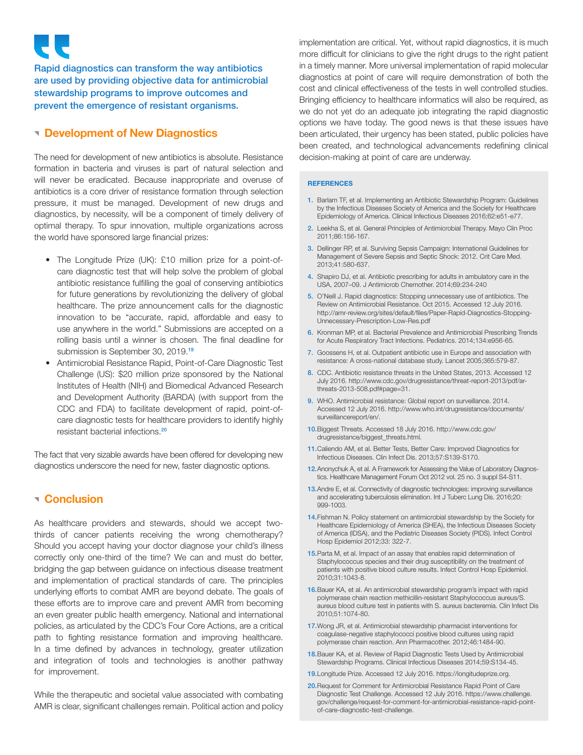Rapid diagnostics can transform the way antibiotics are used by providing objective data for antimicrobial stewardship programs to improve outcomes and prevent the emergence of resistant organisms.

## Development of New Diagnostics

The need for development of new antibiotics is absolute. Resistance formation in bacteria and viruses is part of natural selection and will never be eradicated. Because inappropriate and overuse of antibiotics is a core driver of resistance formation through selection pressure, it must be managed. Development of new drugs and diagnostics, by necessity, will be a component of timely delivery of optimal therapy. To spur innovation, multiple organizations across the world have sponsored large financial prizes:

- The Longitude Prize (UK): £10 million prize for a point-of-care diagnostic test that will help solve the problem of global antibiotic resistance fulfilling the goal of conserving antibiotics for future generations by revolutionizing the delivery of global healthcare. The prize announcement calls for the diagnostic innovation to be "accurate, rapid, affordable and easy to use anywhere in the world." Submissions are accepted on a rolling basis until a winner is chosen. The final deadline for submission is September 30, 2019.[19]
- Antimicrobial Resistance Rapid, Point-of-Care Diagnostic Test Challenge (US): $20 million prize sponsored by the National Institutes of Health (NIH) and Biomedical Advanced Research and Development Authority (BARDA) (with support from the CDC and FDA) to facilitate development of rapid, point-of-care diagnostic tests for healthcare providers to identify highly resistant bacterial infections.[20]

The fact that very sizable awards have been offered for developing new diagnostics underscore the need for new, faster diagnostic options.

## Conclusion

As healthcare providers and stewards, should we accept two-thirds of cancer patients receiving the wrong chemotherapy? Should you accept having your doctor diagnose your child's illness correctly only one-third of the time? We can and must do better, bridging the gap between guidance on infectious disease treatment and implementation of practical standards of care. The principles underlying efforts to combat AMR are beyond debate. The goals of these efforts are to improve care and prevent AMR from becoming an even greater public health emergency. National and international policies, as articulated by the CDC's Four Core Actions, are a critical path to fighting resistance formation and improving healthcare. In a time defined by advances in technology, greater utilization and integration of tools and technologies is another pathway for improvement.

While the therapeutic and societal value associated with combating AMR is clear, significant challenges remain. Political action and policy implementation are critical. Yet, without rapid diagnostics, it is much more difficult for clinicians to give the right drugs to the right patient in a timely manner. More universal implementation of rapid molecular diagnostics at point of care will require demonstration of both the cost and clinical effectiveness of the tests in well controlled studies. Bringing efficiency to healthcare informatics will also be required, as we do not yet do an adequate job integrating the rapid diagnostic options we have today. The good news is that these issues have been articulated, their urgency has been stated, public policies have been created, and technological advancements redefining clinical decision-making at point of care are underway.

### REFERENCES

1. Barlam TF, et al. Implementing an Antibiotic Stewardship Program: Guidelines by the Infectious Diseases Society of America and the Society for Healthcare Epidemiology of America. Clinical Infectious Diseases 2016;62:e51-e77.
2. Leekha S, et al. General Principles of Antimicrobial Therapy. Mayo Clin Proc 2011;86:156-167.
3. Dellinger RP, et al. Surviving Sepsis Campaign: International Guidelines for Management of Severe Sepsis and Septic Shock: 2012. Crit Care Med. 2013;41:580-637.
4. Shapiro DJ, et al. Antibiotic prescribing for adults in ambulatory care in the USA, 2007–09. J Antimicrob Chemother. 2014;69:234-240
5. O'Neill J. Rapid diagnostics: Stopping unnecessary use of antibiotics. The Review on Antimicrobial Resistance. Oct 2015. Accessed 12 July 2016. http://amr-review.org/sites/default/files/Paper-Rapid-Diagnostics-Stopping-Unnecessary-Prescription-Low-Res.pdf
6. Kronman MP, et al. Bacterial Prevalence and Antimicrobial Prescribing Trends for Acute Respiratory Tract Infections. Pediatrics. 2014;134:e956-65.
7. Goossens H, et al. Outpatient antibiotic use in Europe and association with resistance: A cross-national database study. Lancet 2005;365:579-87.
8. CDC. Antibiotic resistance threats in the United States, 2013. Accessed 12 July 2016. http://www.cdc.gov/drugresistance/threat-report-2013/pdf/ar-threats-2013-508.pdf#page=31.
9. WHO. Antimicrobial resistance: Global report on surveillance. 2014. Accessed 12 July 2016. http://www.who.int/drugresistance/documents/surveillancereport/en/.
10. Biggest Threats. Accessed 18 July 2016. http://www.cdc.gov/drugresistance/biggest_threats.html.
11. Caliendo AM, et al. Better Tests, Better Care: Improved Diagnostics for Infectious Diseases. Clin Infect Dis. 2013;57:S139-S170.
12. Anonychuk A, et al. A Framework for Assessing the Value of Laboratory Diagnostics. Healthcare Management Forum Oct 2012 vol. 25 no. 3 suppl S4-S11.
13. Andre E, et al. Connectivity of diagnostic technologies: improving surveillance and accelerating tuberculosis elimination. Int J Tuberc Lung Dis. 2016;20: 999-1003.
14. Fishman N. Policy statement on antimicrobial stewardship by the Society for Healthcare Epidemiology of America (SHEA), the Infectious Diseases Society of America (IDSA), and the Pediatric Diseases Society (PIDS). Infect Control Hosp Epidemiol 2012;33: 322-7.
15. Parta M, et al. Impact of an assay that enables rapid determination of Staphylococcus species and their drug susceptibility on the treatment of patients with positive blood culture results. Infect Control Hosp Epidemiol. 2010;31:1043-8.
16. Bauer KA, et al. An antimicrobial stewardship program's impact with rapid polymerase chain reaction methicillin-resistant Staphylococcus aureus/S. aureus blood culture test in patients with S. aureus bacteremia. Clin Infect Dis 2010;51:1074-80.
17. Wong JR, et al. Antimicrobial stewardship pharmacist interventions for coagulase-negative staphylococci positive blood cultures using rapid polymerase chain reaction. Ann Pharmacother. 2012;46:1484-90.
18. Bauer KA, et al. Review of Rapid Diagnostic Tests Used by Antimicrobial Stewardship Programs. Clinical Infectious Diseases 2014;59:S134-45.
19. Longitude Prize. Accessed 12 July 2016. https://longitudeprize.org.
20. Request for Comment for Antimicrobial Resistance Rapid Point of Care Diagnostic Test Challenge. Accessed 12 July 2016. https://www.challenge.gov/challenge/request-for-comment-for-antimicrobial-resistance-rapid-point-of-care-diagnostic-test-challenge.